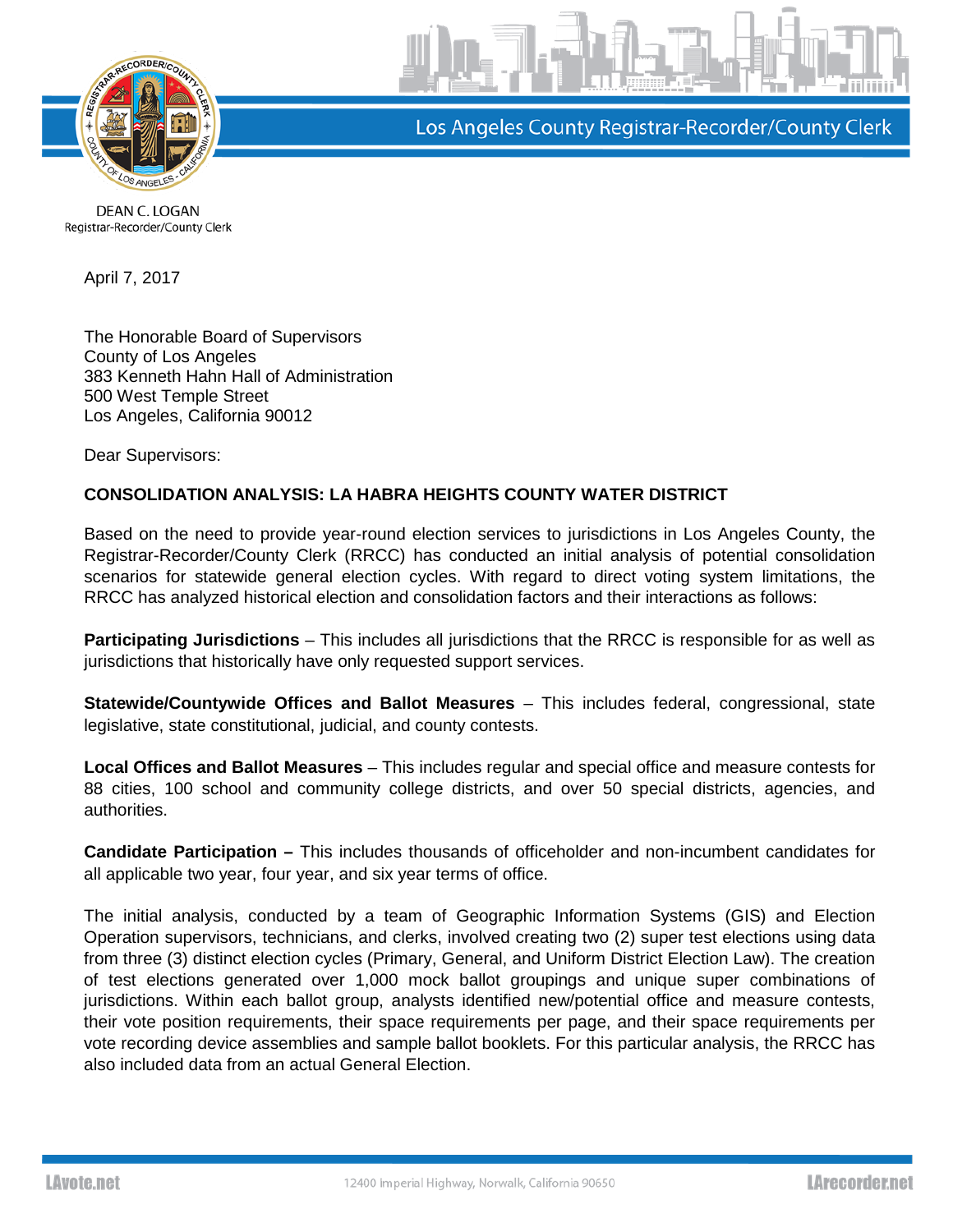Los Angeles County Registrar-Recorder/County Clerk

DEAN C. LOGAN
Registrar-Recorder/County Clerk

April 7, 2017

The Honorable Board of Supervisors
County of Los Angeles
383 Kenneth Hahn Hall of Administration
500 West Temple Street
Los Angeles, California 90012

Dear Supervisors:

**CONSOLIDATION ANALYSIS: LA HABRA HEIGHTS COUNTY WATER DISTRICT**

Based on the need to provide year-round election services to jurisdictions in Los Angeles County, the Registrar-Recorder/County Clerk (RRCC) has conducted an initial analysis of potential consolidation scenarios for statewide general election cycles. With regard to direct voting system limitations, the RRCC has analyzed historical election and consolidation factors and their interactions as follows:

**Participating Jurisdictions** – This includes all jurisdictions that the RRCC is responsible for as well as jurisdictions that historically have only requested support services.

**Statewide/Countywide Offices and Ballot Measures** – This includes federal, congressional, state legislative, state constitutional, judicial, and county contests.

**Local Offices and Ballot Measures** – This includes regular and special office and measure contests for 88 cities, 100 school and community college districts, and over 50 special districts, agencies, and authorities.

**Candidate Participation –** This includes thousands of officeholder and non-incumbent candidates for all applicable two year, four year, and six year terms of office.

The initial analysis, conducted by a team of Geographic Information Systems (GIS) and Election Operation supervisors, technicians, and clerks, involved creating two (2) super test elections using data from three (3) distinct election cycles (Primary, General, and Uniform District Election Law). The creation of test elections generated over 1,000 mock ballot groupings and unique super combinations of jurisdictions. Within each ballot group, analysts identified new/potential office and measure contests, their vote position requirements, their space requirements per page, and their space requirements per vote recording device assemblies and sample ballot booklets. For this particular analysis, the RRCC has also included data from an actual General Election.

LAvote.net 12400 Imperial Highway, Norwalk, California 90650 LArecorder.net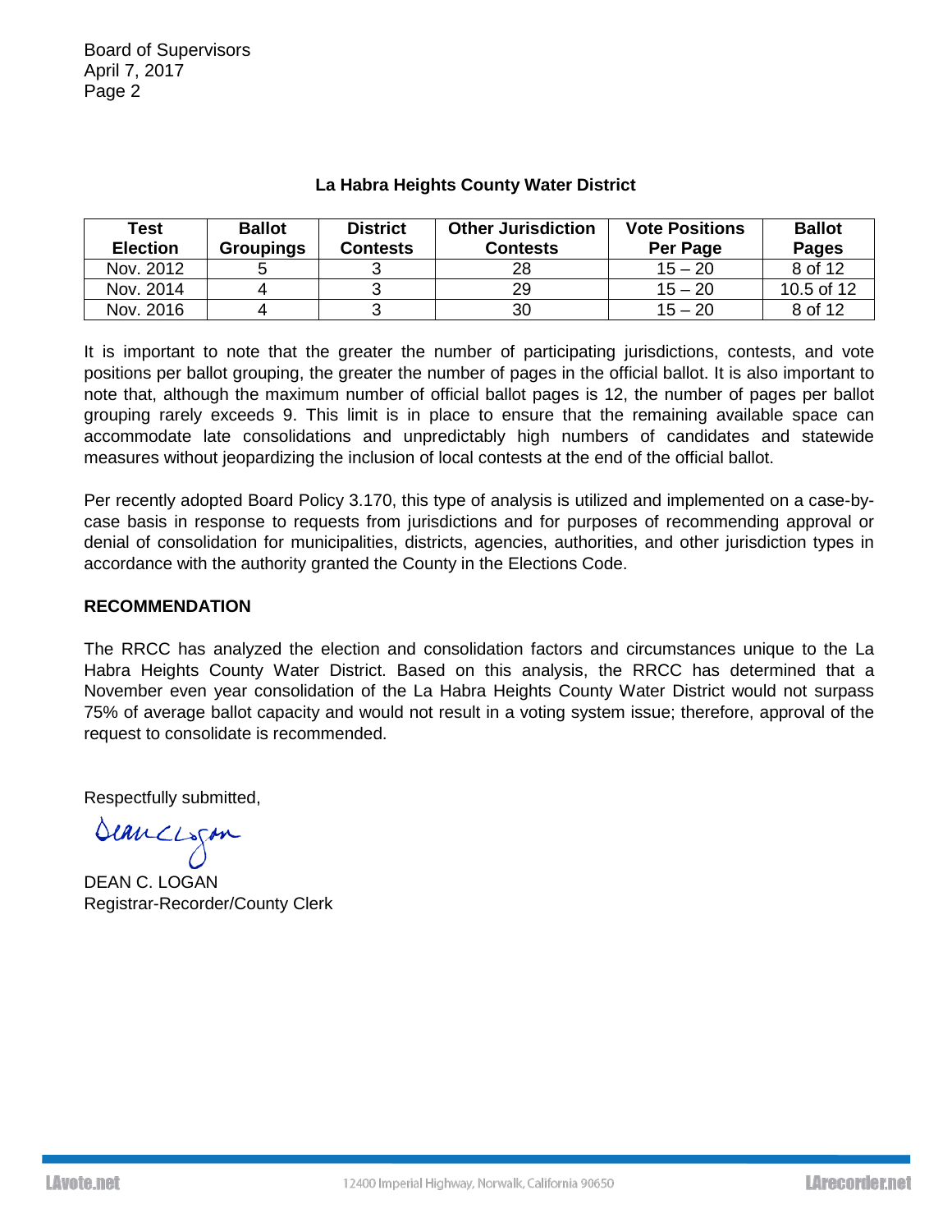**La Habra Heights County Water District**

| Test Election | Ballot Groupings | District Contests | Other Jurisdiction Contests | Vote Positions Per Page | Ballot Pages |
|---|---|---|---|---|---|
| Nov. 2012 | 5 | 3 | 28 | 15 – 20 | 8 of 12 |
| Nov. 2014 | 4 | 3 | 29 | 15 – 20 | 10.5 of 12 |
| Nov. 2016 | 4 | 3 | 30 | 15 – 20 | 8 of 12 |

It is important to note that the greater the number of participating jurisdictions, contests, and vote positions per ballot grouping, the greater the number of pages in the official ballot. It is also important to note that, although the maximum number of official ballot pages is 12, the number of pages per ballot grouping rarely exceeds 9. This limit is in place to ensure that the remaining available space can accommodate late consolidations and unpredictably high numbers of candidates and statewide measures without jeopardizing the inclusion of local contests at the end of the official ballot.

Per recently adopted Board Policy 3.170, this type of analysis is utilized and implemented on a case-by-case basis in response to requests from jurisdictions and for purposes of recommending approval or denial of consolidation for municipalities, districts, agencies, authorities, and other jurisdiction types in accordance with the authority granted the County in the Elections Code.

**RECOMMENDATION**

The RRCC has analyzed the election and consolidation factors and circumstances unique to the La Habra Heights County Water District. Based on this analysis, the RRCC has determined that a November even year consolidation of the La Habra Heights County Water District would not surpass 75% of average ballot capacity and would not result in a voting system issue; therefore, approval of the request to consolidate is recommended.

Respectfully submitted,

DEAN C. LOGAN
Registrar-Recorder/County Clerk